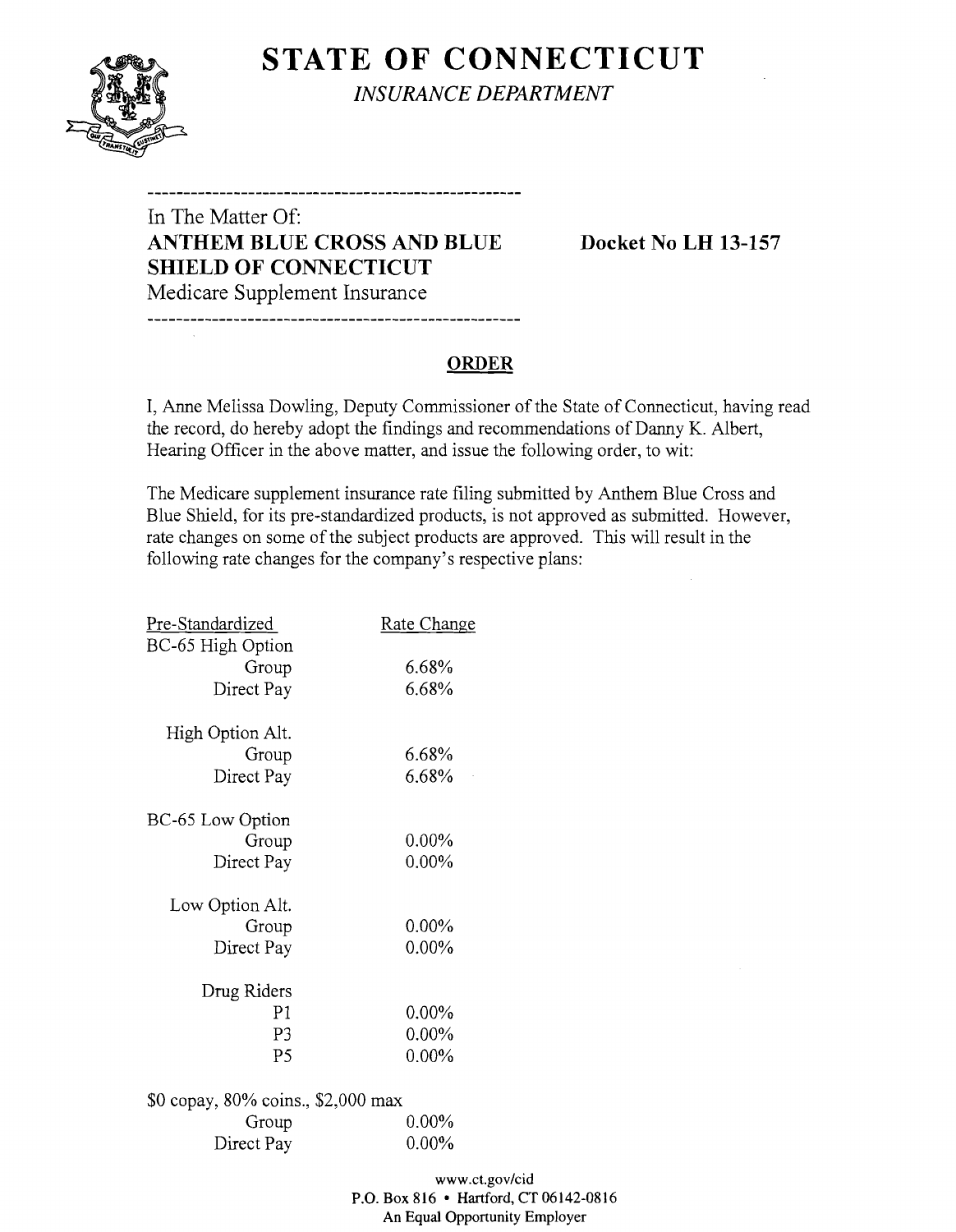# STATE OF CONNECTICUT

*INSURANCE DEPARTMENT*

---

In The Matter Of:
**ANTHEM BLUE CROSS AND BLUE SHIELD OF CONNECTICUT**
Medicare Supplement Insurance

**Docket No LH 13-157**

---

## ORDER

I, Anne Melissa Dowling, Deputy Commissioner of the State of Connecticut, having read the record, do hereby adopt the findings and recommendations of Danny K. Albert, Hearing Officer in the above matter, and issue the following order, to wit:

The Medicare supplement insurance rate filing submitted by Anthem Blue Cross and Blue Shield, for its pre-standardized products, is not approved as submitted. However, rate changes on some of the subject products are approved. This will result in the following rate changes for the company's respective plans:

| Pre-Standardized | Rate Change |
|---|---|
| BC-65 High Option | |
| Group | 6.68% |
| Direct Pay | 6.68% |
| High Option Alt. | |
| Group | 6.68% |
| Direct Pay | 6.68% |
| BC-65 Low Option | |
| Group | 0.00% |
| Direct Pay | 0.00% |
| Low Option Alt. | |
| Group | 0.00% |
| Direct Pay | 0.00% |
| Drug Riders | |
| P1 | 0.00% |
| P3 | 0.00% |
| P5 | 0.00% |
| $0 copay, 80% coins., $2,000 max | |
| Group | 0.00% |
| Direct Pay | 0.00% |

www.ct.gov/cid
P.O. Box 816 • Hartford, CT 06142-0816
An Equal Opportunity Employer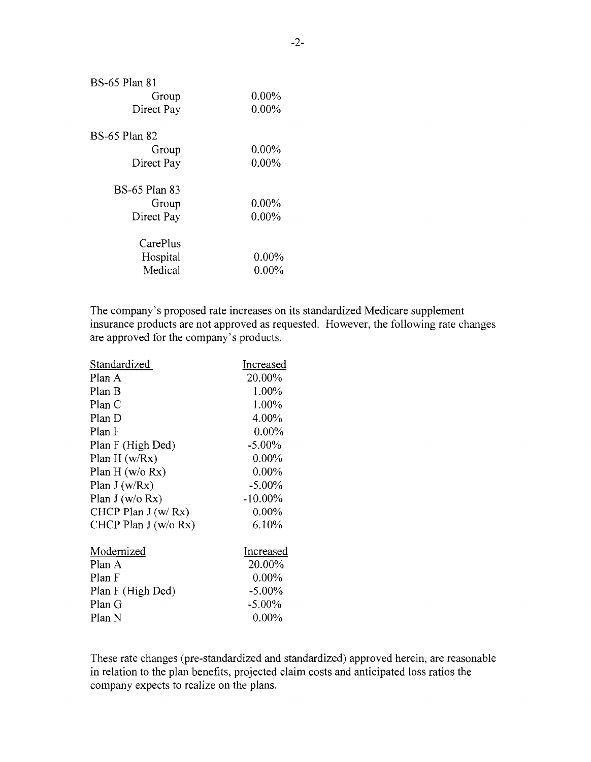| | |
|---|---|
| BS-65 Plan 81 | |
| Group | 0.00% |
| Direct Pay | 0.00% |
| BS-65 Plan 82 | |
| Group | 0.00% |
| Direct Pay | 0.00% |
| BS-65 Plan 83 | |
| Group | 0.00% |
| Direct Pay | 0.00% |
| CarePlus | |
| Hospital | 0.00% |
| Medical | 0.00% |

The company's proposed rate increases on its standardized Medicare supplement insurance products are not approved as requested. However, the following rate changes are approved for the company's products.

| Standardized | Increased |
|---|---|
| Plan A | 20.00% |
| Plan B | 1.00% |
| Plan C | 1.00% |
| Plan D | 4.00% |
| Plan F | 0.00% |
| Plan F (High Ded) | -5.00% |
| Plan H (w/Rx) | 0.00% |
| Plan H (w/o Rx) | 0.00% |
| Plan J (w/Rx) | -5.00% |
| Plan J (w/o Rx) | -10.00% |
| CHCP Plan J (w/ Rx) | 0.00% |
| CHCP Plan J (w/o Rx) | 6.10% |

| Modernized | Increased |
|---|---|
| Plan A | 20.00% |
| Plan F | 0.00% |
| Plan F (High Ded) | -5.00% |
| Plan G | -5.00% |
| Plan N | 0.00% |

These rate changes (pre-standardized and standardized) approved herein, are reasonable in relation to the plan benefits, projected claim costs and anticipated loss ratios the company expects to realize on the plans.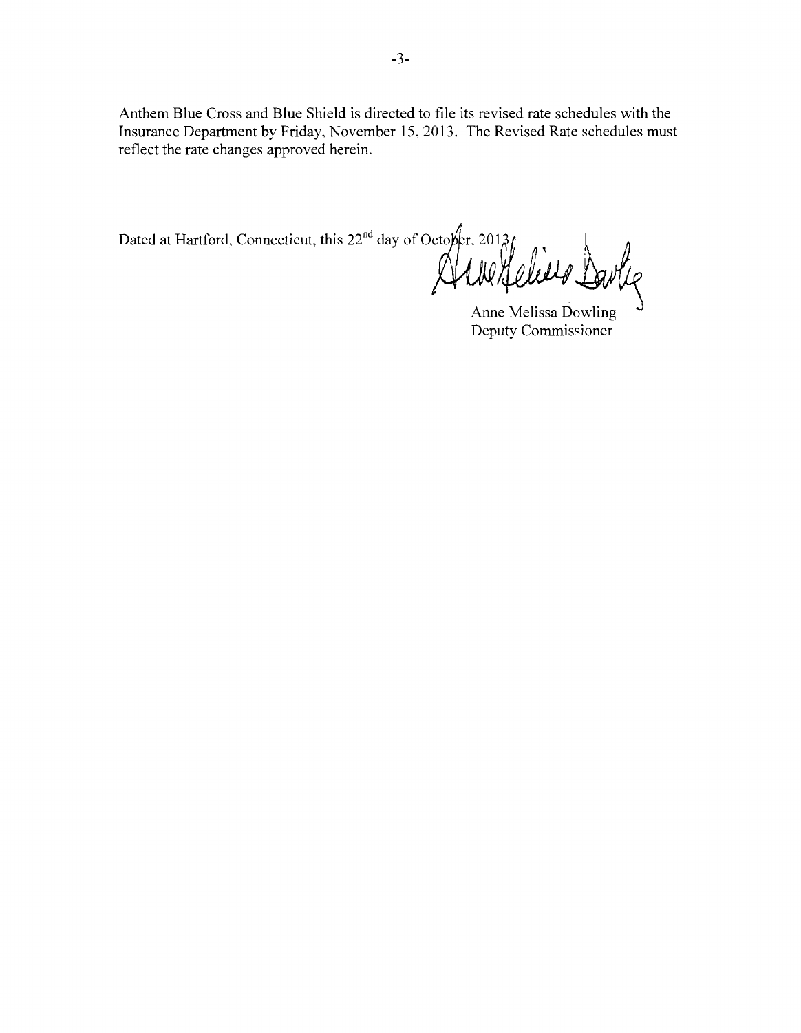Anthem Blue Cross and Blue Shield is directed to file its revised rate schedules with the Insurance Department by Friday, November 15, 2013. The Revised Rate schedules must reflect the rate changes approved herein.

Dated at Hartford, Connecticut, this 22nd day of October, 2013.

Anne Melissa Dowling  
Deputy Commissioner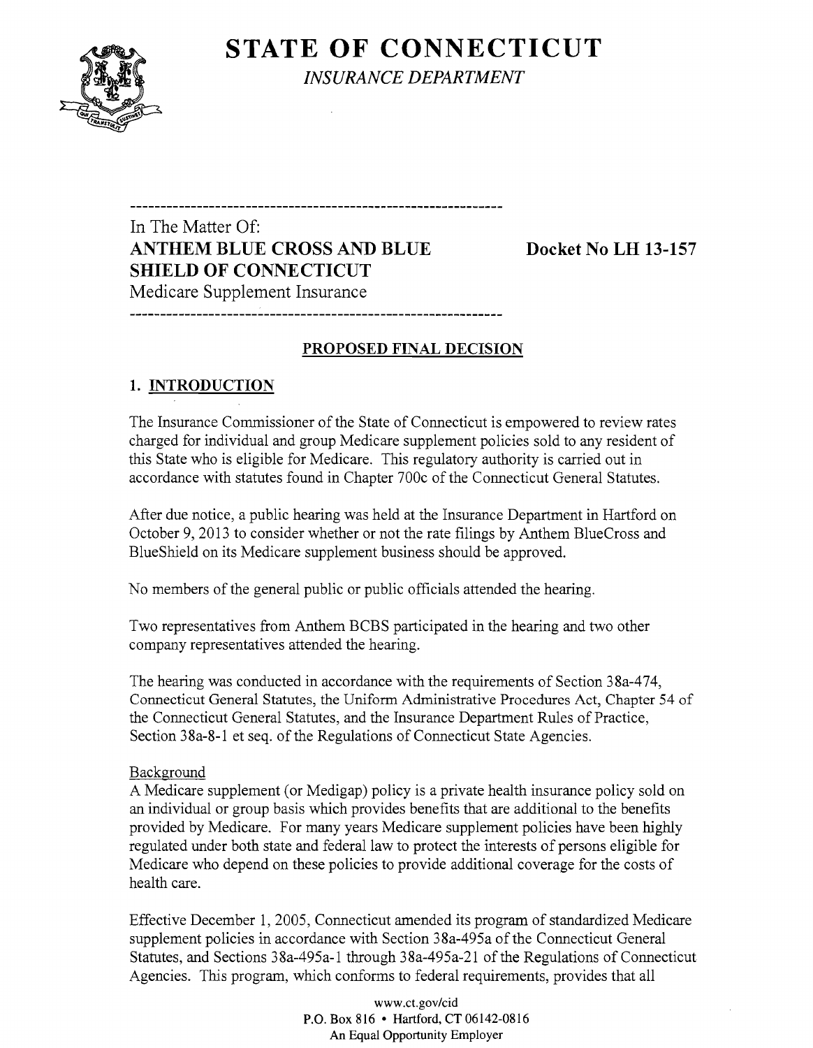# STATE OF CONNECTICUT

*INSURANCE DEPARTMENT*

---

In The Matter Of:

**ANTHEM BLUE CROSS AND BLUE SHIELD OF CONNECTICUT**

Medicare Supplement Insurance

**Docket No LH 13-157**

---

## PROPOSED FINAL DECISION

### 1. INTRODUCTION

The Insurance Commissioner of the State of Connecticut is empowered to review rates charged for individual and group Medicare supplement policies sold to any resident of this State who is eligible for Medicare. This regulatory authority is carried out in accordance with statutes found in Chapter 700c of the Connecticut General Statutes.

After due notice, a public hearing was held at the Insurance Department in Hartford on October 9, 2013 to consider whether or not the rate filings by Anthem BlueCross and BlueShield on its Medicare supplement business should be approved.

No members of the general public or public officials attended the hearing.

Two representatives from Anthem BCBS participated in the hearing and two other company representatives attended the hearing.

The hearing was conducted in accordance with the requirements of Section 38a-474, Connecticut General Statutes, the Uniform Administrative Procedures Act, Chapter 54 of the Connecticut General Statutes, and the Insurance Department Rules of Practice, Section 38a-8-1 et seq. of the Regulations of Connecticut State Agencies.

Background

A Medicare supplement (or Medigap) policy is a private health insurance policy sold on an individual or group basis which provides benefits that are additional to the benefits provided by Medicare. For many years Medicare supplement policies have been highly regulated under both state and federal law to protect the interests of persons eligible for Medicare who depend on these policies to provide additional coverage for the costs of health care.

Effective December 1, 2005, Connecticut amended its program of standardized Medicare supplement policies in accordance with Section 38a-495a of the Connecticut General Statutes, and Sections 38a-495a-1 through 38a-495a-21 of the Regulations of Connecticut Agencies. This program, which conforms to federal requirements, provides that all

www.ct.gov/cid
P.O. Box 816 • Hartford, CT 06142-0816
An Equal Opportunity Employer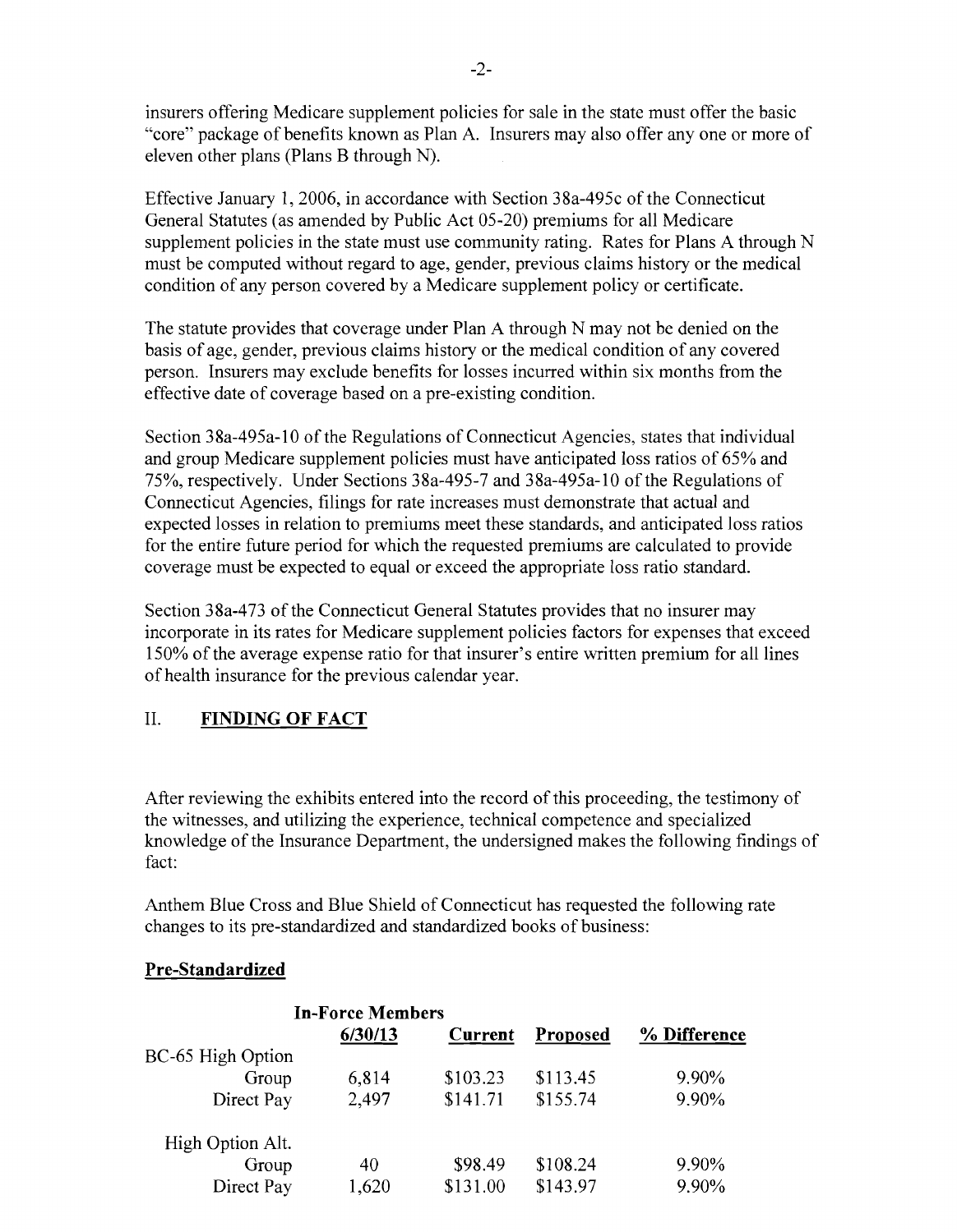insurers offering Medicare supplement policies for sale in the state must offer the basic "core" package of benefits known as Plan A. Insurers may also offer any one or more of eleven other plans (Plans B through N).

Effective January 1, 2006, in accordance with Section 38a-495c of the Connecticut General Statutes (as amended by Public Act 05-20) premiums for all Medicare supplement policies in the state must use community rating. Rates for Plans A through N must be computed without regard to age, gender, previous claims history or the medical condition of any person covered by a Medicare supplement policy or certificate.

The statute provides that coverage under Plan A through N may not be denied on the basis of age, gender, previous claims history or the medical condition of any covered person. Insurers may exclude benefits for losses incurred within six months from the effective date of coverage based on a pre-existing condition.

Section 38a-495a-10 of the Regulations of Connecticut Agencies, states that individual and group Medicare supplement policies must have anticipated loss ratios of 65% and 75%, respectively. Under Sections 38a-495-7 and 38a-495a-10 of the Regulations of Connecticut Agencies, filings for rate increases must demonstrate that actual and expected losses in relation to premiums meet these standards, and anticipated loss ratios for the entire future period for which the requested premiums are calculated to provide coverage must be expected to equal or exceed the appropriate loss ratio standard.

Section 38a-473 of the Connecticut General Statutes provides that no insurer may incorporate in its rates for Medicare supplement policies factors for expenses that exceed 150% of the average expense ratio for that insurer's entire written premium for all lines of health insurance for the previous calendar year.

## II. FINDING OF FACT

After reviewing the exhibits entered into the record of this proceeding, the testimony of the witnesses, and utilizing the experience, technical competence and specialized knowledge of the Insurance Department, the undersigned makes the following findings of fact:

Anthem Blue Cross and Blue Shield of Connecticut has requested the following rate changes to its pre-standardized and standardized books of business:

**Pre-Standardized**

| | In-Force Members 6/30/13 | Current | Proposed | % Difference |
|---|---|---|---|---|
| BC-65 High Option | | | | |
| Group | 6,814 | $103.23 | $113.45 | 9.90% |
| Direct Pay | 2,497 | $141.71 | $155.74 | 9.90% |
| High Option Alt. | | | | |
| Group | 40 | $98.49 | $108.24 | 9.90% |
| Direct Pay | 1,620 | $131.00 | $143.97 | 9.90% |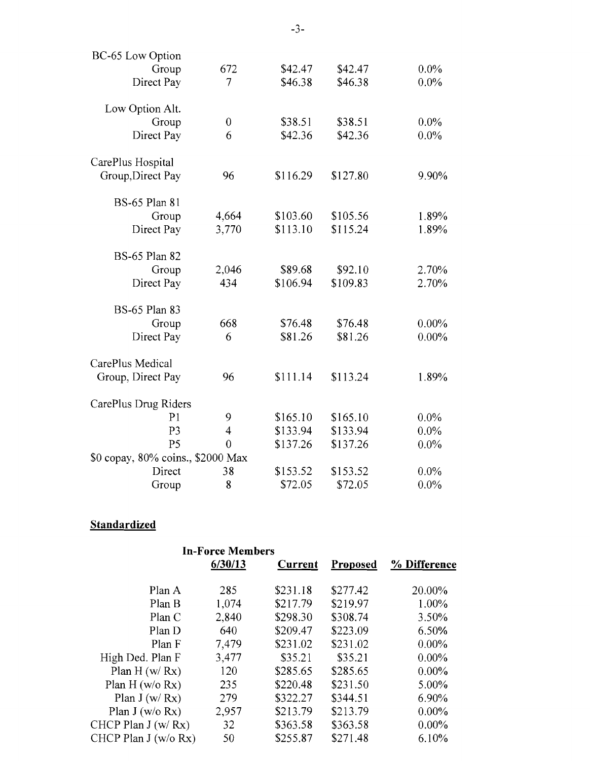| | | | | |
|---|---|---|---|---|
| BC-65 Low Option | | | | |
| Group | 672 | $42.47 | $42.47 | 0.0% |
| Direct Pay | 7 | $46.38 | $46.38 | 0.0% |
| Low Option Alt. | | | | |
| Group | 0 | $38.51 | $38.51 | 0.0% |
| Direct Pay | 6 | $42.36 | $42.36 | 0.0% |
| CarePlus Hospital | | | | |
| Group,Direct Pay | 96 | $116.29 | $127.80 | 9.90% |
| BS-65 Plan 81 | | | | |
| Group | 4,664 | $103.60 | $105.56 | 1.89% |
| Direct Pay | 3,770 | $113.10 | $115.24 | 1.89% |
| BS-65 Plan 82 | | | | |
| Group | 2,046 | $89.68 | $92.10 | 2.70% |
| Direct Pay | 434 | $106.94 | $109.83 | 2.70% |
| BS-65 Plan 83 | | | | |
| Group | 668 | $76.48 | $76.48 | 0.00% |
| Direct Pay | 6 | $81.26 | $81.26 | 0.00% |
| CarePlus Medical | | | | |
| Group, Direct Pay | 96 | $111.14 | $113.24 | 1.89% |
| CarePlus Drug Riders | | | | |
| P1 | 9 | $165.10 | $165.10 | 0.0% |
| P3 | 4 | $133.94 | $133.94 | 0.0% |
| P5 | 0 | $137.26 | $137.26 | 0.0% |
| $0 copay, 80% coins., $2000 Max | | | | |
| Direct | 38 | $153.52 | $153.52 | 0.0% |
| Group | 8 | $72.05 | $72.05 | 0.0% |

**Standardized**

| | In-Force Members 6/30/13 | Current | Proposed | % Difference |
|---|---|---|---|---|
| Plan A | 285 | $231.18 | $277.42 | 20.00% |
| Plan B | 1,074 | $217.79 | $219.97 | 1.00% |
| Plan C | 2,840 | $298.30 | $308.74 | 3.50% |
| Plan D | 640 | $209.47 | $223.09 | 6.50% |
| Plan F | 7,479 | $231.02 | $231.02 | 0.00% |
| High Ded. Plan F | 3,477 | $35.21 | $35.21 | 0.00% |
| Plan H (w/ Rx) | 120 | $285.65 | $285.65 | 0.00% |
| Plan H (w/o Rx) | 235 | $220.48 | $231.50 | 5.00% |
| Plan J (w/ Rx) | 279 | $322.27 | $344.51 | 6.90% |
| Plan J (w/o Rx) | 2,957 | $213.79 | $213.79 | 0.00% |
| CHCP Plan J (w/ Rx) | 32 | $363.58 | $363.58 | 0.00% |
| CHCP Plan J (w/o Rx) | 50 | $255.87 | $271.48 | 6.10% |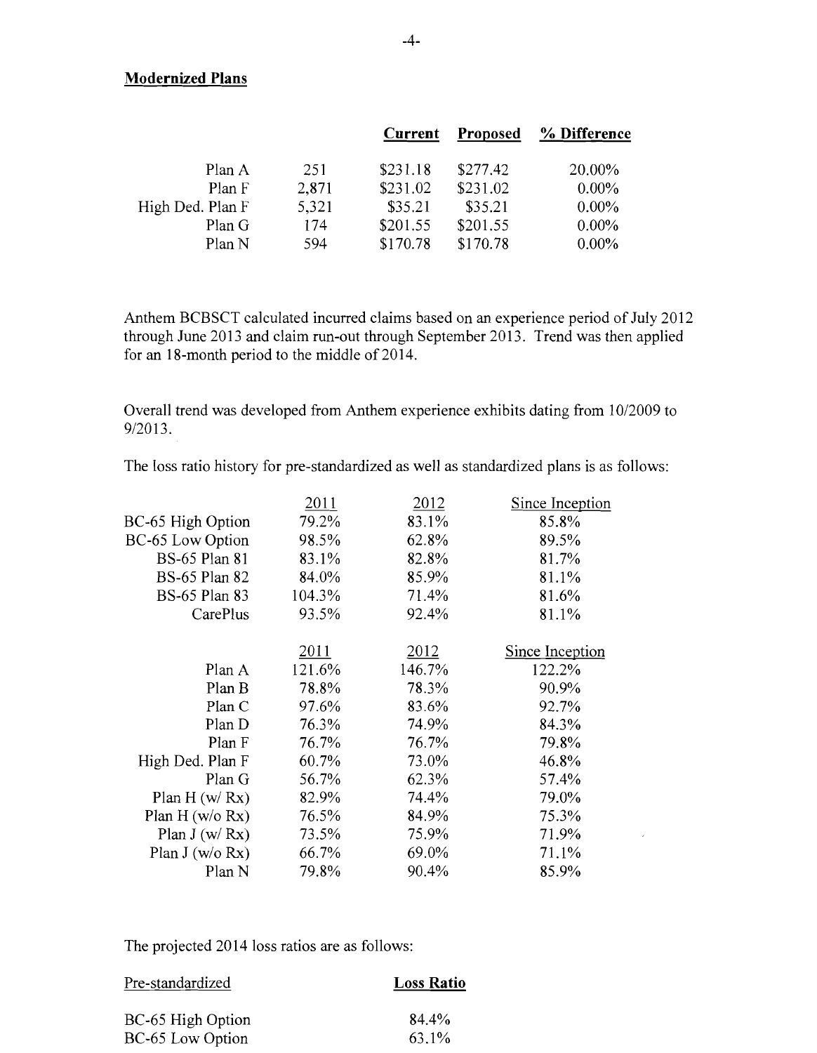**Modernized Plans**

| | | **Current** | **Proposed** | **% Difference** |
|---|---|---|---|---|
| Plan A | 251 | $231.18 | $277.42 | 20.00% |
| Plan F | 2,871 | $231.02 | $231.02 | 0.00% |
| High Ded. Plan F | 5,321 | $35.21 | $35.21 | 0.00% |
| Plan G | 174 | $201.55 | $201.55 | 0.00% |
| Plan N | 594 | $170.78 | $170.78 | 0.00% |

Anthem BCBSCT calculated incurred claims based on an experience period of July 2012 through June 2013 and claim run-out through September 2013. Trend was then applied for an 18-month period to the middle of 2014.

Overall trend was developed from Anthem experience exhibits dating from 10/2009 to 9/2013.

The loss ratio history for pre-standardized as well as standardized plans is as follows:

| | 2011 | 2012 | Since Inception |
|---|---|---|---|
| BC-65 High Option | 79.2% | 83.1% | 85.8% |
| BC-65 Low Option | 98.5% | 62.8% | 89.5% |
| BS-65 Plan 81 | 83.1% | 82.8% | 81.7% |
| BS-65 Plan 82 | 84.0% | 85.9% | 81.1% |
| BS-65 Plan 83 | 104.3% | 71.4% | 81.6% |
| CarePlus | 93.5% | 92.4% | 81.1% |

| | 2011 | 2012 | Since Inception |
|---|---|---|---|
| Plan A | 121.6% | 146.7% | 122.2% |
| Plan B | 78.8% | 78.3% | 90.9% |
| Plan C | 97.6% | 83.6% | 92.7% |
| Plan D | 76.3% | 74.9% | 84.3% |
| Plan F | 76.7% | 76.7% | 79.8% |
| High Ded. Plan F | 60.7% | 73.0% | 46.8% |
| Plan G | 56.7% | 62.3% | 57.4% |
| Plan H (w/ Rx) | 82.9% | 74.4% | 79.0% |
| Plan H (w/o Rx) | 76.5% | 84.9% | 75.3% |
| Plan J (w/ Rx) | 73.5% | 75.9% | 71.9% |
| Plan J (w/o Rx) | 66.7% | 69.0% | 71.1% |
| Plan N | 79.8% | 90.4% | 85.9% |

The projected 2014 loss ratios are as follows:

| Pre-standardized | **Loss Ratio** |
|---|---|
| BC-65 High Option | 84.4% |
| BC-65 Low Option | 63.1% |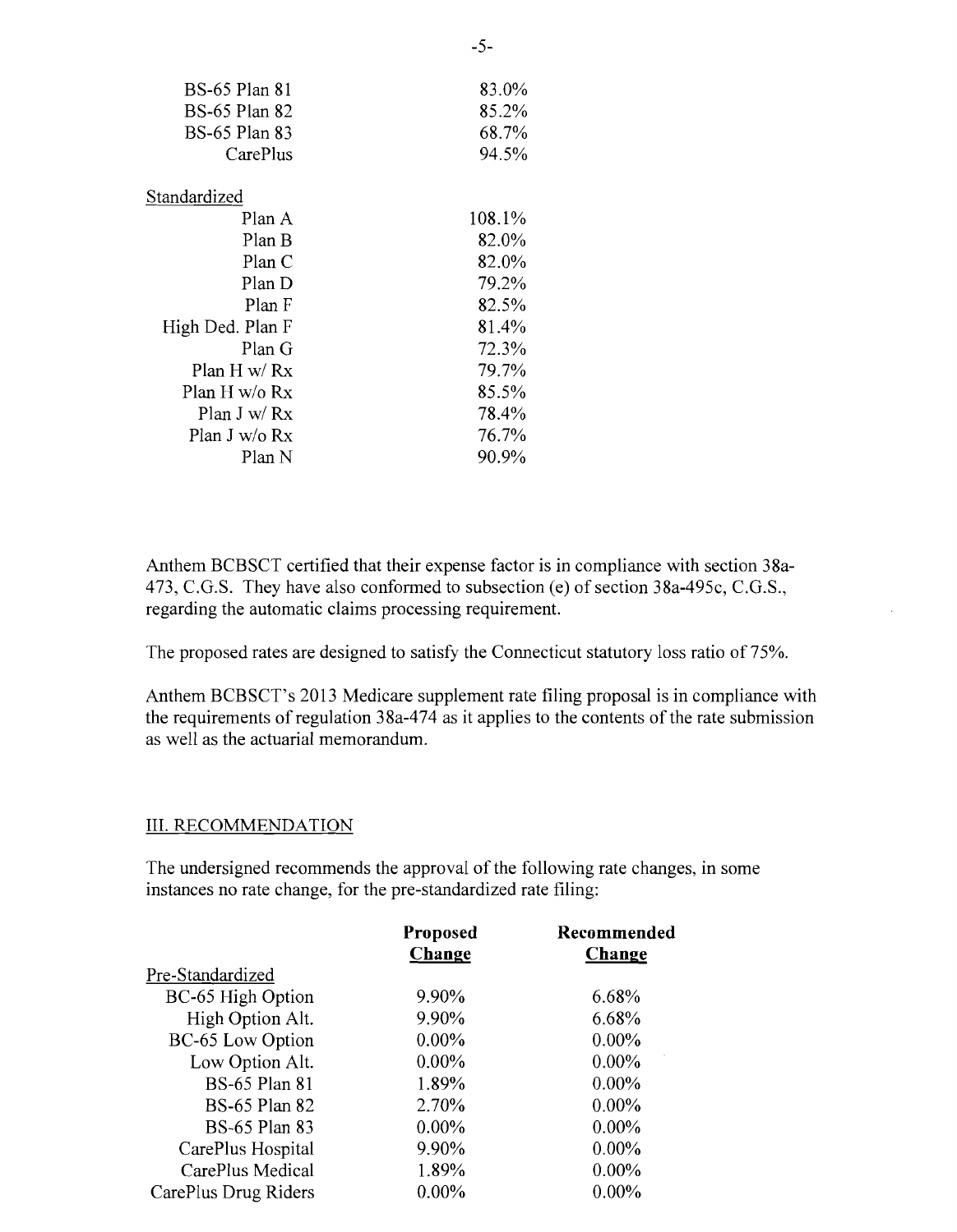| | |
|---|---|
| BS-65 Plan 81 | 83.0% |
| BS-65 Plan 82 | 85.2% |
| BS-65 Plan 83 | 68.7% |
| CarePlus | 94.5% |
| Standardized | |
| Plan A | 108.1% |
| Plan B | 82.0% |
| Plan C | 82.0% |
| Plan D | 79.2% |
| Plan F | 82.5% |
| High Ded. Plan F | 81.4% |
| Plan G | 72.3% |
| Plan H w/ Rx | 79.7% |
| Plan H w/o Rx | 85.5% |
| Plan J w/ Rx | 78.4% |
| Plan J w/o Rx | 76.7% |
| Plan N | 90.9% |

Anthem BCBSCT certified that their expense factor is in compliance with section 38a-473, C.G.S. They have also conformed to subsection (e) of section 38a-495c, C.G.S., regarding the automatic claims processing requirement.

The proposed rates are designed to satisfy the Connecticut statutory loss ratio of 75%.

Anthem BCBSCT's 2013 Medicare supplement rate filing proposal is in compliance with the requirements of regulation 38a-474 as it applies to the contents of the rate submission as well as the actuarial memorandum.

## III. RECOMMENDATION

The undersigned recommends the approval of the following rate changes, in some instances no rate change, for the pre-standardized rate filing:

| | Proposed Change | Recommended Change |
|---|---|---|
| Pre-Standardized | | |
| BC-65 High Option | 9.90% | 6.68% |
| High Option Alt. | 9.90% | 6.68% |
| BC-65 Low Option | 0.00% | 0.00% |
| Low Option Alt. | 0.00% | 0.00% |
| BS-65 Plan 81 | 1.89% | 0.00% |
| BS-65 Plan 82 | 2.70% | 0.00% |
| BS-65 Plan 83 | 0.00% | 0.00% |
| CarePlus Hospital | 9.90% | 0.00% |
| CarePlus Medical | 1.89% | 0.00% |
| CarePlus Drug Riders | 0.00% | 0.00% |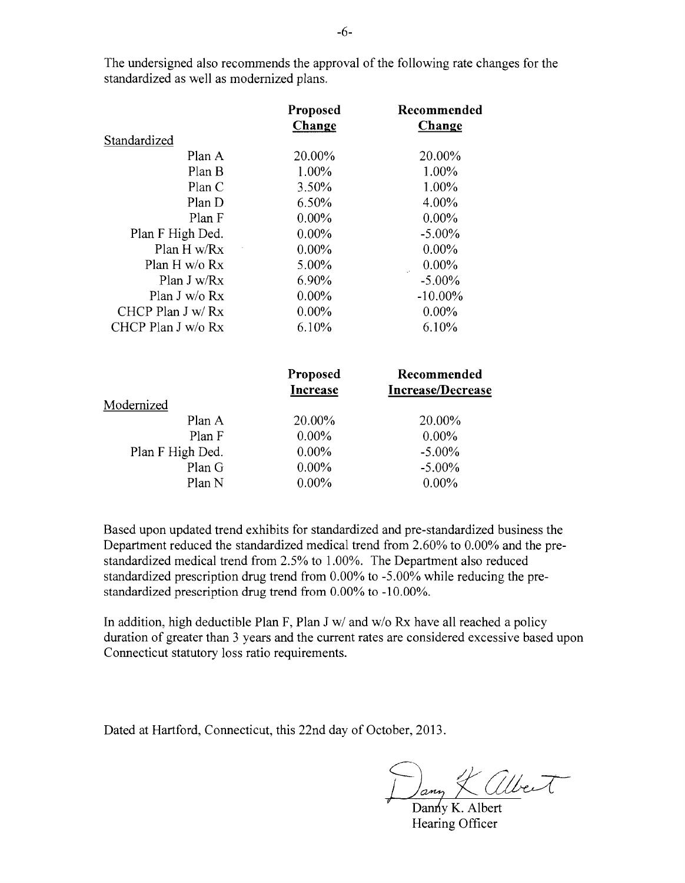The undersigned also recommends the approval of the following rate changes for the standardized as well as modernized plans.

| | Proposed Change | Recommended Change |
|---|---|---|
| Standardized | | |
| Plan A | 20.00% | 20.00% |
| Plan B | 1.00% | 1.00% |
| Plan C | 3.50% | 1.00% |
| Plan D | 6.50% | 4.00% |
| Plan F | 0.00% | 0.00% |
| Plan F High Ded. | 0.00% | -5.00% |
| Plan H w/Rx | 0.00% | 0.00% |
| Plan H w/o Rx | 5.00% | 0.00% |
| Plan J w/Rx | 6.90% | -5.00% |
| Plan J w/o Rx | 0.00% | -10.00% |
| CHCP Plan J w/ Rx | 0.00% | 0.00% |
| CHCP Plan J w/o Rx | 6.10% | 6.10% |

| | Proposed Increase | Recommended Increase/Decrease |
|---|---|---|
| Modernized | | |
| Plan A | 20.00% | 20.00% |
| Plan F | 0.00% | 0.00% |
| Plan F High Ded. | 0.00% | -5.00% |
| Plan G | 0.00% | -5.00% |
| Plan N | 0.00% | 0.00% |

Based upon updated trend exhibits for standardized and pre-standardized business the Department reduced the standardized medical trend from 2.60% to 0.00% and the pre-standardized medical trend from 2.5% to 1.00%. The Department also reduced standardized prescription drug trend from 0.00% to -5.00% while reducing the pre-standardized prescription drug trend from 0.00% to -10.00%.

In addition, high deductible Plan F, Plan J w/ and w/o Rx have all reached a policy duration of greater than 3 years and the current rates are considered excessive based upon Connecticut statutory loss ratio requirements.

Dated at Hartford, Connecticut, this 22nd day of October, 2013.

Danny K. Albert
Hearing Officer